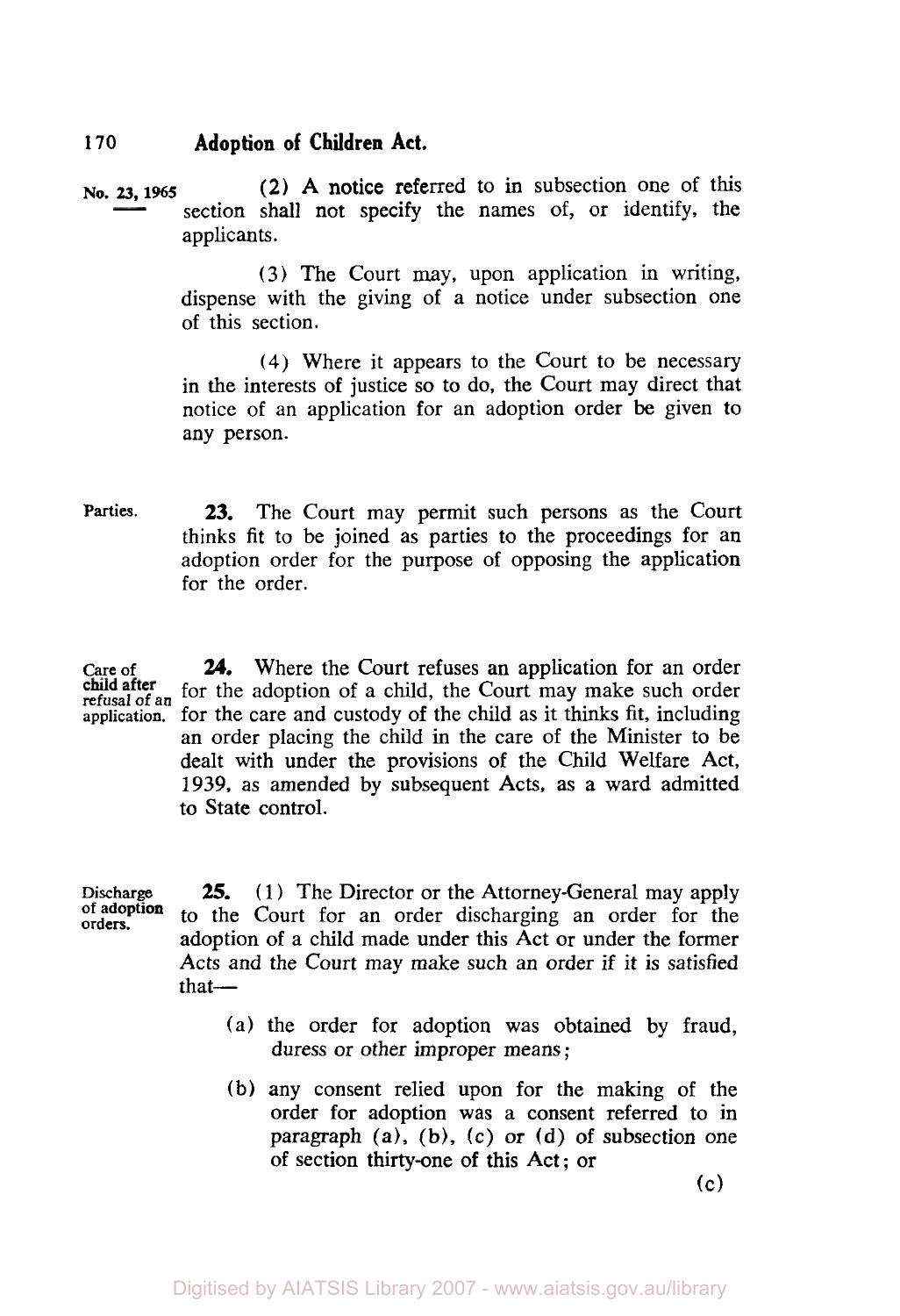(2) A notice referred to in subsection one of this section shall not specify the names of, or identify, the applicants.

(3) The Court may, upon application in writing, dispense with the giving of a notice under subsection one of this section.

(4) Where it appears to the Court to be necessary in the interests of justice so to do, the Court may direct that notice of an application for an adoption order be given to any person.

Parties.

**23.** The Court may permit such persons as the Court thinks fit to be joined as parties to the proceedings for an adoption order for the purpose of opposing the application for the order.

Care of child after refusal of an application.

**24.** Where the Court refuses an application for an order for the adoption of a child, the Court may make such order for the care and custody of the child as it thinks fit, including an order placing the child in the care of the Minister to be dealt with under the provisions of the Child Welfare Act, 1939, as amended by subsequent Acts, as a ward admitted to State control.

Discharge of adoption orders.

**25.** (1) The Director or the Attorney-General may apply to the Court for an order discharging an order for the adoption of a child made under this Act or under the former Acts and the Court may make such an order if it is satisfied that—

(a) the order for adoption was obtained by fraud, duress or other improper means;

(b) any consent relied upon for the making of the order for adoption was a consent referred to in paragraph (a), (b), (c) or (d) of subsection one of section thirty-one of this Act; or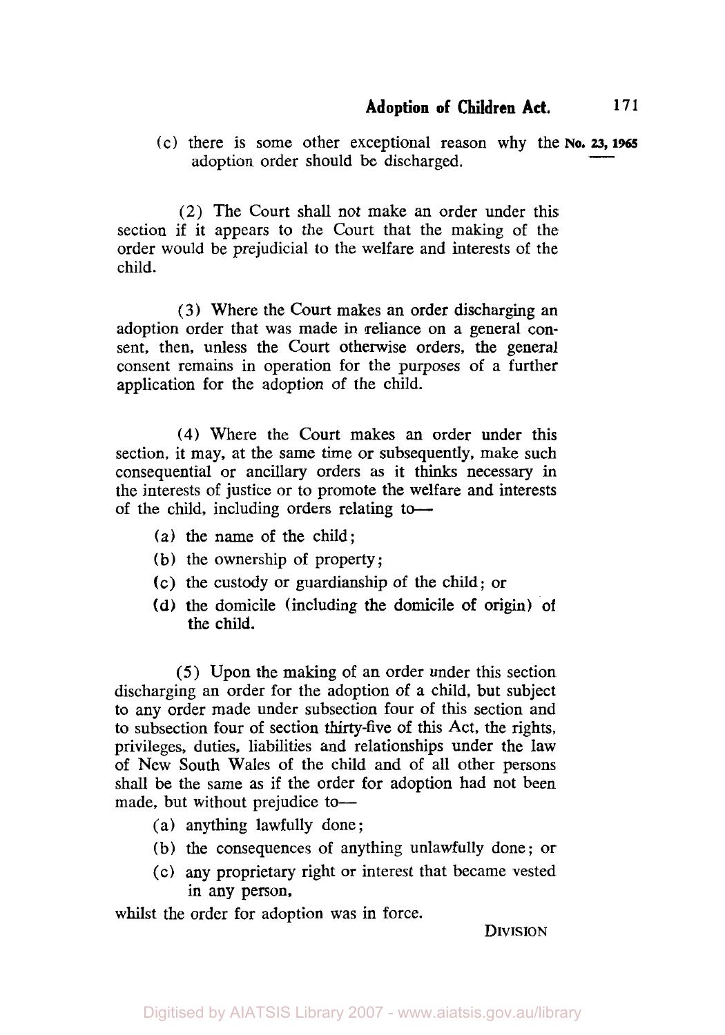(c) there is some other exceptional reason why the adoption order should be discharged.

(2) The Court shall not make an order under this section if it appears to the Court that the making of the order would be prejudicial to the welfare and interests of the child.

(3) Where the Court makes an order discharging an adoption order that was made in reliance on a general consent, then, unless the Court otherwise orders, the general consent remains in operation for the purposes of a further application for the adoption of the child.

(4) Where the Court makes an order under this section, it may, at the same time or subsequently, make such consequential or ancillary orders as it thinks necessary in the interests of justice or to promote the welfare and interests of the child, including orders relating to—

(a) the name of the child;

(b) the ownership of property;

(c) the custody or guardianship of the child; or

(d) the domicile (including the domicile of origin) of the child.

(5) Upon the making of an order under this section discharging an order for the adoption of a child, but subject to any order made under subsection four of this section and to subsection four of section thirty-five of this Act, the rights, privileges, duties, liabilities and relationships under the law of New South Wales of the child and of all other persons shall be the same as if the order for adoption had not been made, but without prejudice to—

(a) anything lawfully done;

(b) the consequences of anything unlawfully done; or

(c) any proprietary right or interest that became vested in any person,

whilst the order for adoption was in force.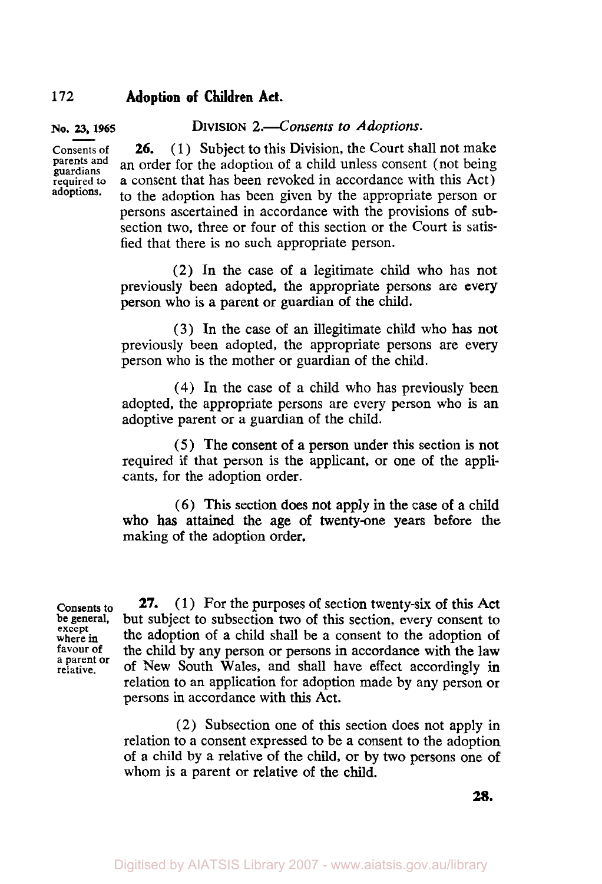## DIVISION 2.—*Consents to Adoptions.*

Consents of parents and guardians required to adoptions.

**26.** (1) Subject to this Division, the Court shall not make an order for the adoption of a child unless consent (not being a consent that has been revoked in accordance with this Act) to the adoption has been given by the appropriate person or persons ascertained in accordance with the provisions of subsection two, three or four of this section or the Court is satisfied that there is no such appropriate person.

(2) In the case of a legitimate child who has not previously been adopted, the appropriate persons are every person who is a parent or guardian of the child.

(3) In the case of an illegitimate child who has not previously been adopted, the appropriate persons are every person who is the mother or guardian of the child.

(4) In the case of a child who has previously been adopted, the appropriate persons are every person who is an adoptive parent or a guardian of the child.

(5) The consent of a person under this section is not required if that person is the applicant, or one of the applicants, for the adoption order.

(6) This section does not apply in the case of a child who has attained the age of twenty-one years before the making of the adoption order.

Consents to be general, except where in favour of a parent or relative.

**27.** (1) For the purposes of section twenty-six of this Act but subject to subsection two of this section, every consent to the adoption of a child shall be a consent to the adoption of the child by any person or persons in accordance with the law of New South Wales, and shall have effect accordingly in relation to an application for adoption made by any person or persons in accordance with this Act.

(2) Subsection one of this section does not apply in relation to a consent expressed to be a consent to the adoption of a child by a relative of the child, or by two persons one of whom is a parent or relative of the child.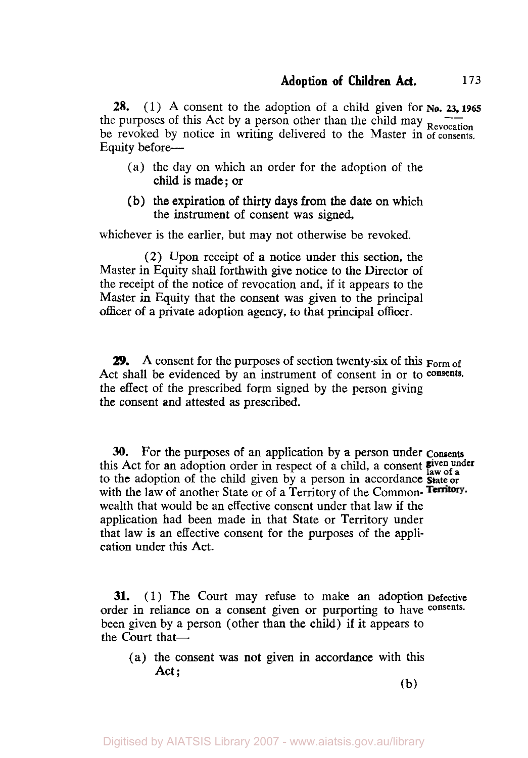**28.** (1) A consent to the adoption of a child given for the purposes of this Act by a person other than the child may be revoked by notice in writing delivered to the Master in Equity before—

No. 23, 1965

Revocation of consents.

- (a) the day on which an order for the adoption of the child is made; or
- (b) the expiration of thirty days from the date on which the instrument of consent was signed,

whichever is the earlier, but may not otherwise be revoked.

(2) Upon receipt of a notice under this section, the Master in Equity shall forthwith give notice to the Director of the receipt of the notice of revocation and, if it appears to the Master in Equity that the consent was given to the principal officer of a private adoption agency, to that principal officer.

**29.** A consent for the purposes of section twenty-six of this Act shall be evidenced by an instrument of consent in or to the effect of the prescribed form signed by the person giving the consent and attested as prescribed.

Form of consents.

**30.** For the purposes of an application by a person under this Act for an adoption order in respect of a child, a consent to the adoption of the child given by a person in accordance with the law of another State or of a Territory of the Commonwealth that would be an effective consent under that law if the application had been made in that State or Territory under that law is an effective consent for the purposes of the application under this Act.

Consents given under law of a State or Territory.

**31.** (1) The Court may refuse to make an adoption order in reliance on a consent given or purporting to have been given by a person (other than the child) if it appears to the Court that—

Defective consents.

- (a) the consent was not given in accordance with this Act;

(b)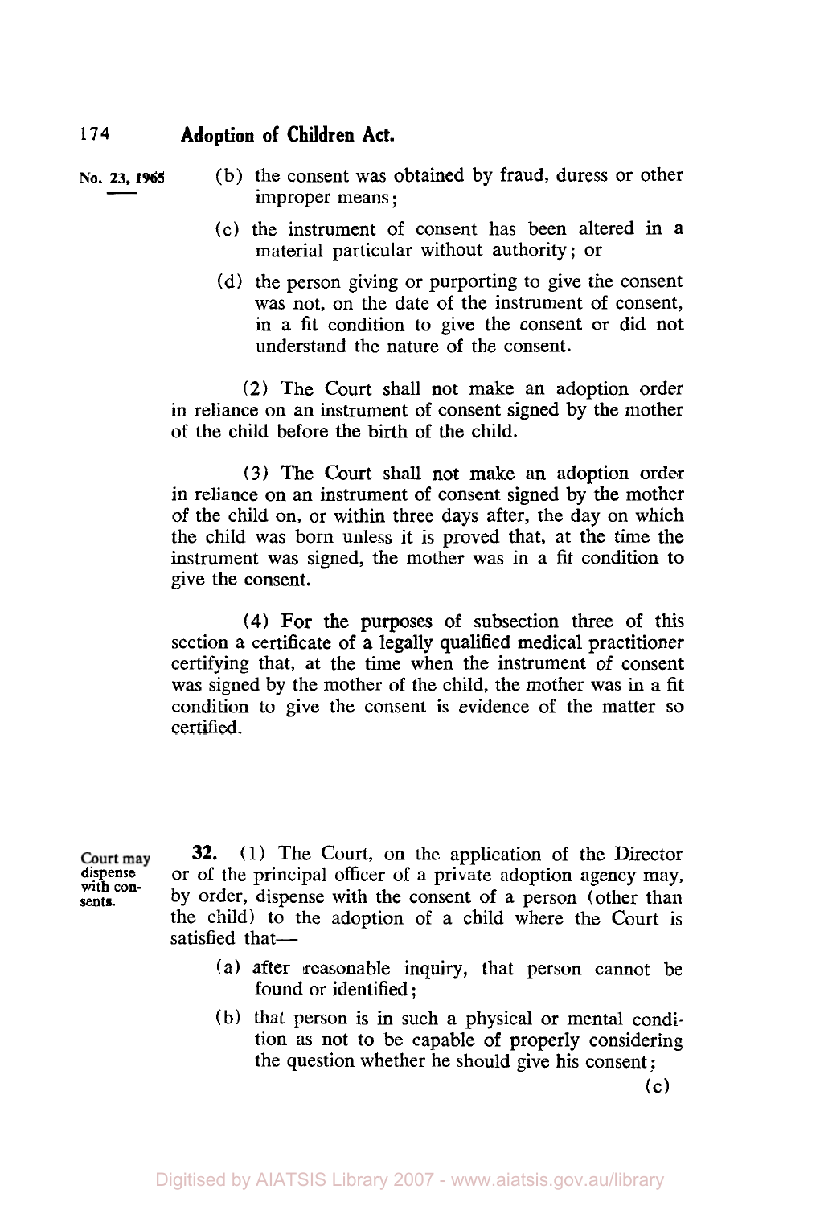(b) the consent was obtained by fraud, duress or other improper means;

(c) the instrument of consent has been altered in a material particular without authority; or

(d) the person giving or purporting to give the consent was not, on the date of the instrument of consent, in a fit condition to give the consent or did not understand the nature of the consent.

(2) The Court shall not make an adoption order in reliance on an instrument of consent signed by the mother of the child before the birth of the child.

(3) The Court shall not make an adoption order in reliance on an instrument of consent signed by the mother of the child on, or within three days after, the day on which the child was born unless it is proved that, at the time the instrument was signed, the mother was in a fit condition to give the consent.

(4) For the purposes of subsection three of this section a certificate of a legally qualified medical practitioner certifying that, at the time when the instrument of consent was signed by the mother of the child, the mother was in a fit condition to give the consent is evidence of the matter so certified.

Court may dispense with consents.

**32.** (1) The Court, on the application of the Director or of the principal officer of a private adoption agency may, by order, dispense with the consent of a person (other than the child) to the adoption of a child where the Court is satisfied that—

(a) after reasonable inquiry, that person cannot be found or identified;

(b) that person is in such a physical or mental condition as not to be capable of properly considering the question whether he should give his consent;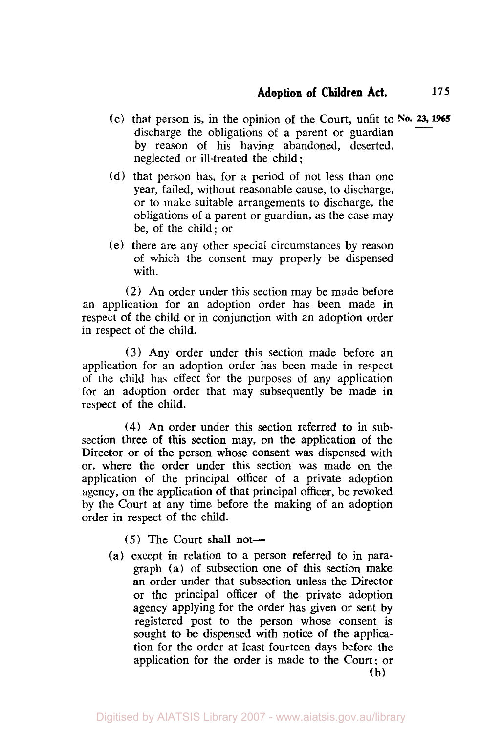(c) that person is, in the opinion of the Court, unfit to discharge the obligations of a parent or guardian by reason of his having abandoned, deserted, neglected or ill-treated the child;

(d) that person has, for a period of not less than one year, failed, without reasonable cause, to discharge, or to make suitable arrangements to discharge, the obligations of a parent or guardian, as the case may be, of the child; or

(e) there are any other special circumstances by reason of which the consent may properly be dispensed with.

(2) An order under this section may be made before an application for an adoption order has been made in respect of the child or in conjunction with an adoption order in respect of the child.

(3) Any order under this section made before an application for an adoption order has been made in respect of the child has effect for the purposes of any application for an adoption order that may subsequently be made in respect of the child.

(4) An order under this section referred to in sub-section three of this section may, on the application of the Director or of the person whose consent was dispensed with or, where the order under this section was made on the application of the principal officer of a private adoption agency, on the application of that principal officer, be revoked by the Court at any time before the making of an adoption order in respect of the child.

(5) The Court shall not—

(a) except in relation to a person referred to in paragraph (a) of subsection one of this section make an order under that subsection unless the Director or the principal officer of the private adoption agency applying for the order has given or sent by registered post to the person whose consent is sought to be dispensed with notice of the application for the order at least fourteen days before the application for the order is made to the Court; or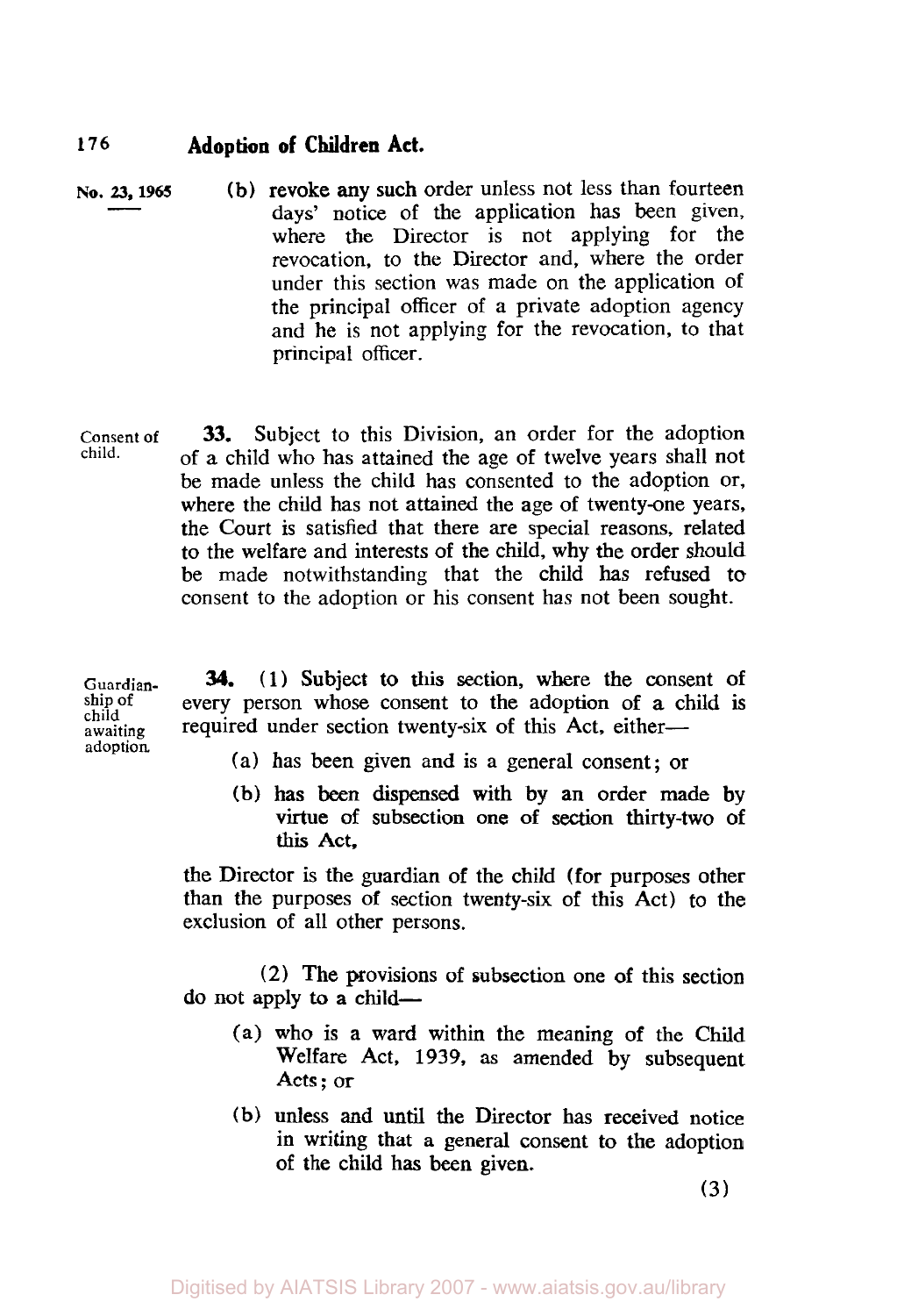(b) revoke any such order unless not less than fourteen days' notice of the application has been given, where the Director is not applying for the revocation, to the Director and, where the order under this section was made on the application of the principal officer of a private adoption agency and he is not applying for the revocation, to that principal officer.

Consent of child.

**33.** Subject to this Division, an order for the adoption of a child who has attained the age of twelve years shall not be made unless the child has consented to the adoption or, where the child has not attained the age of twenty-one years, the Court is satisfied that there are special reasons, related to the welfare and interests of the child, why the order should be made notwithstanding that the child has refused to consent to the adoption or his consent has not been sought.

Guardianship of child awaiting adoption.

**34.** (1) Subject to this section, where the consent of every person whose consent to the adoption of a child is required under section twenty-six of this Act, either—

(a) has been given and is a general consent; or

(b) has been dispensed with by an order made by virtue of subsection one of section thirty-two of this Act,

the Director is the guardian of the child (for purposes other than the purposes of section twenty-six of this Act) to the exclusion of all other persons.

(2) The provisions of subsection one of this section do not apply to a child—

(a) who is a ward within the meaning of the Child Welfare Act, 1939, as amended by subsequent Acts; or

(b) unless and until the Director has received notice in writing that a general consent to the adoption of the child has been given.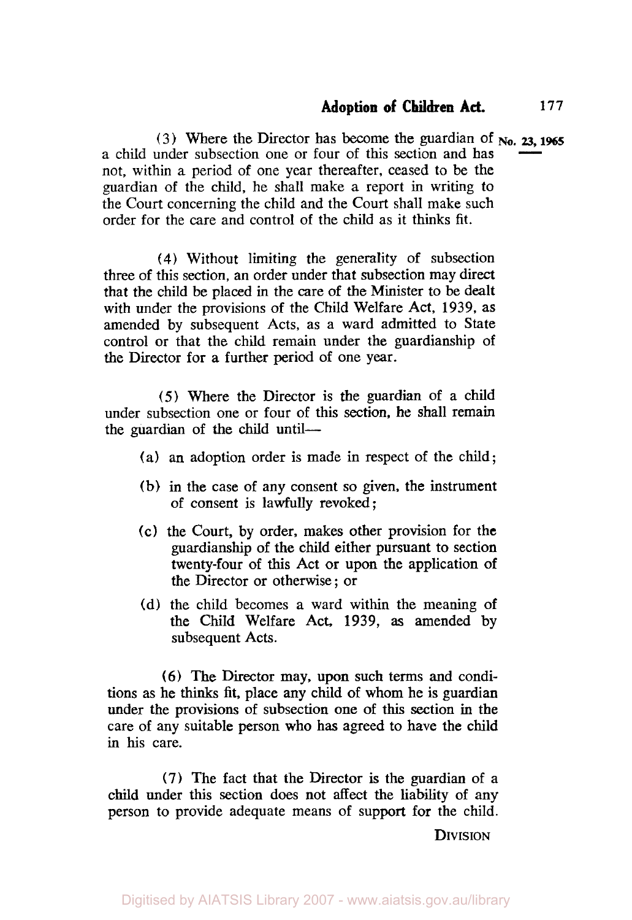(3) Where the Director has become the guardian of a child under subsection one or four of this section and has not, within a period of one year thereafter, ceased to be the guardian of the child, he shall make a report in writing to the Court concerning the child and the Court shall make such order for the care and control of the child as it thinks fit.

(4) Without limiting the generality of subsection three of this section, an order under that subsection may direct that the child be placed in the care of the Minister to be dealt with under the provisions of the Child Welfare Act, 1939, as amended by subsequent Acts, as a ward admitted to State control or that the child remain under the guardianship of the Director for a further period of one year.

(5) Where the Director is the guardian of a child under subsection one or four of this section, he shall remain the guardian of the child until—

(a) an adoption order is made in respect of the child;

(b) in the case of any consent so given, the instrument of consent is lawfully revoked;

(c) the Court, by order, makes other provision for the guardianship of the child either pursuant to section twenty-four of this Act or upon the application of the Director or otherwise; or

(d) the child becomes a ward within the meaning of the Child Welfare Act, 1939, as amended by subsequent Acts.

(6) The Director may, upon such terms and conditions as he thinks fit, place any child of whom he is guardian under the provisions of subsection one of this section in the care of any suitable person who has agreed to have the child in his care.

(7) The fact that the Director is the guardian of a child under this section does not affect the liability of any person to provide adequate means of support for the child.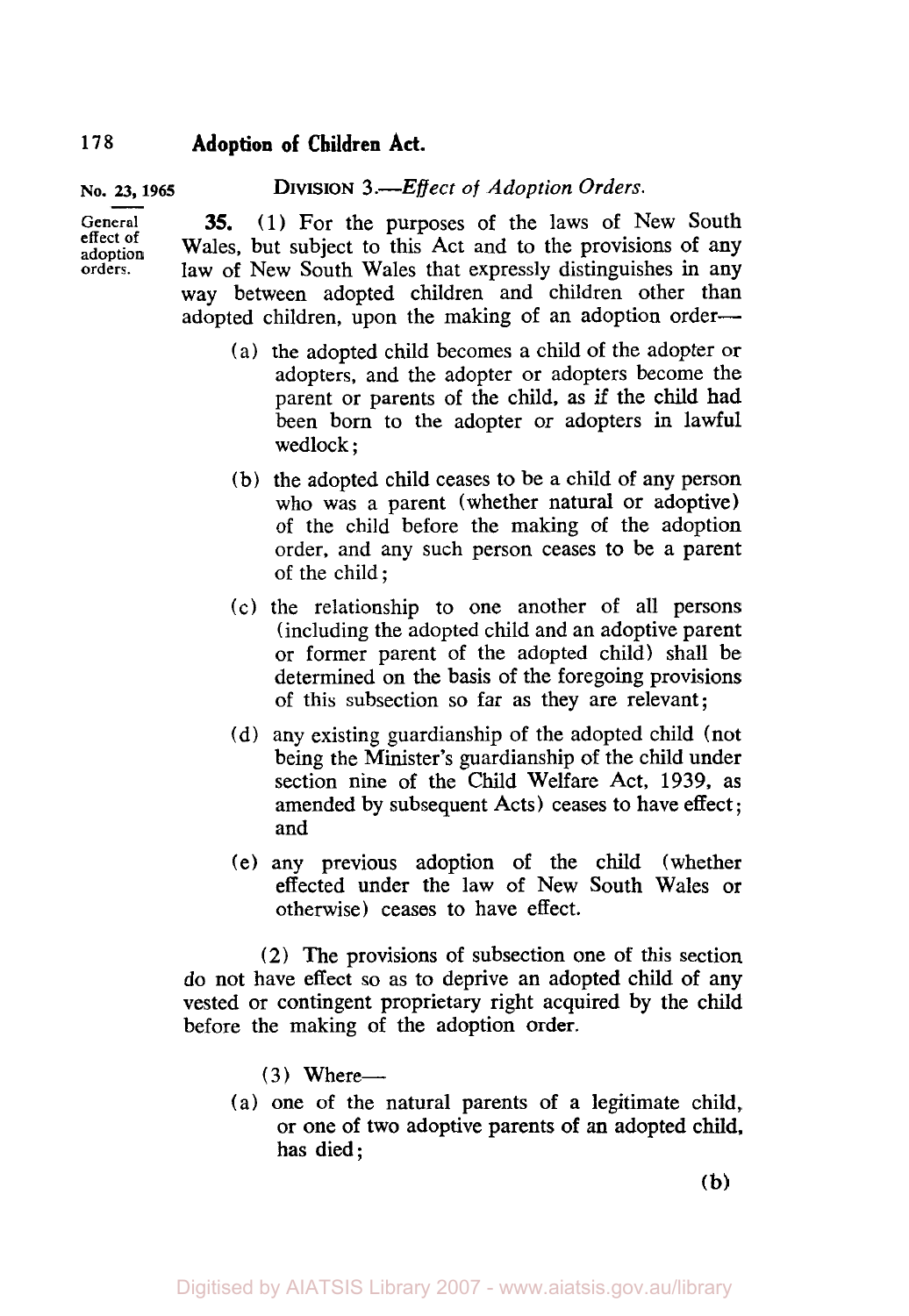No. 23, 1965

DIVISION 3.—*Effect of Adoption Orders.*

General effect of adoption orders.

**35.** (1) For the purposes of the laws of New South Wales, but subject to this Act and to the provisions of any law of New South Wales that expressly distinguishes in any way between adopted children and children other than adopted children, upon the making of an adoption order—

(a) the adopted child becomes a child of the adopter or adopters, and the adopter or adopters become the parent or parents of the child, as if the child had been born to the adopter or adopters in lawful wedlock;

(b) the adopted child ceases to be a child of any person who was a parent (whether natural or adoptive) of the child before the making of the adoption order, and any such person ceases to be a parent of the child;

(c) the relationship to one another of all persons (including the adopted child and an adoptive parent or former parent of the adopted child) shall be determined on the basis of the foregoing provisions of this subsection so far as they are relevant;

(d) any existing guardianship of the adopted child (not being the Minister's guardianship of the child under section nine of the Child Welfare Act, 1939, as amended by subsequent Acts) ceases to have effect; and

(e) any previous adoption of the child (whether effected under the law of New South Wales or otherwise) ceases to have effect.

(2) The provisions of subsection one of this section do not have effect so as to deprive an adopted child of any vested or contingent proprietary right acquired by the child before the making of the adoption order.

(3) Where—

(a) one of the natural parents of a legitimate child, or one of two adoptive parents of an adopted child, has died;

(b)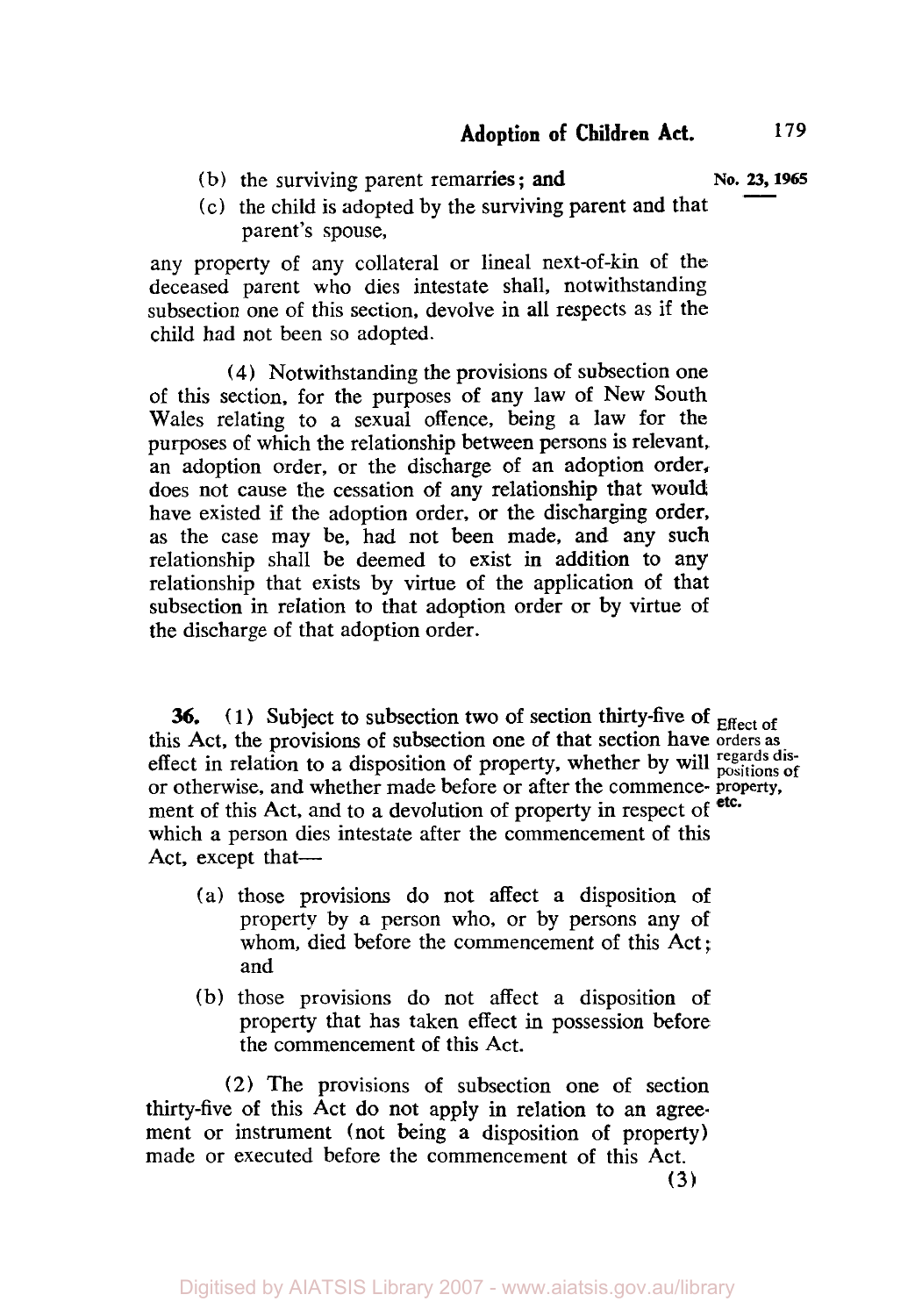(b) the surviving parent remarries; and

(c) the child is adopted by the surviving parent and that parent's spouse,

any property of any collateral or lineal next-of-kin of the deceased parent who dies intestate shall, notwithstanding subsection one of this section, devolve in all respects as if the child had not been so adopted.

(4) Notwithstanding the provisions of subsection one of this section, for the purposes of any law of New South Wales relating to a sexual offence, being a law for the purposes of which the relationship between persons is relevant, an adoption order, or the discharge of an adoption order, does not cause the cessation of any relationship that would have existed if the adoption order, or the discharging order, as the case may be, had not been made, and any such relationship shall be deemed to exist in addition to any relationship that exists by virtue of the application of that subsection in relation to that adoption order or by virtue of the discharge of that adoption order.

**Effect of orders as regards dispositions of property, etc.**

**36.** (1) Subject to subsection two of section thirty-five of this Act, the provisions of subsection one of that section have effect in relation to a disposition of property, whether by will or otherwise, and whether made before or after the commencement of this Act, and to a devolution of property in respect of which a person dies intestate after the commencement of this Act, except that—

(a) those provisions do not affect a disposition of property by a person who, or by persons any of whom, died before the commencement of this Act; and

(b) those provisions do not affect a disposition of property that has taken effect in possession before the commencement of this Act.

(2) The provisions of subsection one of section thirty-five of this Act do not apply in relation to an agreement or instrument (not being a disposition of property) made or executed before the commencement of this Act.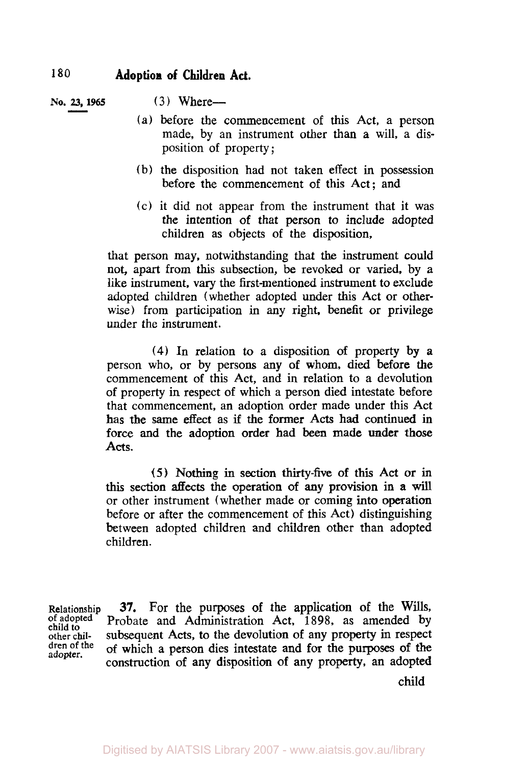(3) Where—

(a) before the commencement of this Act, a person made, by an instrument other than a will, a disposition of property;

(b) the disposition had not taken effect in possession before the commencement of this Act; and

(c) it did not appear from the instrument that it was the intention of that person to include adopted children as objects of the disposition,

that person may, notwithstanding that the instrument could not, apart from this subsection, be revoked or varied, by a like instrument, vary the first-mentioned instrument to exclude adopted children (whether adopted under this Act or otherwise) from participation in any right, benefit or privilege under the instrument.

(4) In relation to a disposition of property by a person who, or by persons any of whom, died before the commencement of this Act, and in relation to a devolution of property in respect of which a person died intestate before that commencement, an adoption order made under this Act has the same effect as if the former Acts had continued in force and the adoption order had been made under those Acts.

(5) Nothing in section thirty-five of this Act or in this section affects the operation of any provision in a will or other instrument (whether made or coming into operation before or after the commencement of this Act) distinguishing between adopted children and children other than adopted children.

*Relationship of adopted child to other children of the adopter.*

**37.** For the purposes of the application of the Wills, Probate and Administration Act, 1898, as amended by subsequent Acts, to the devolution of any property in respect of which a person dies intestate and for the purposes of the construction of any disposition of any property, an adopted child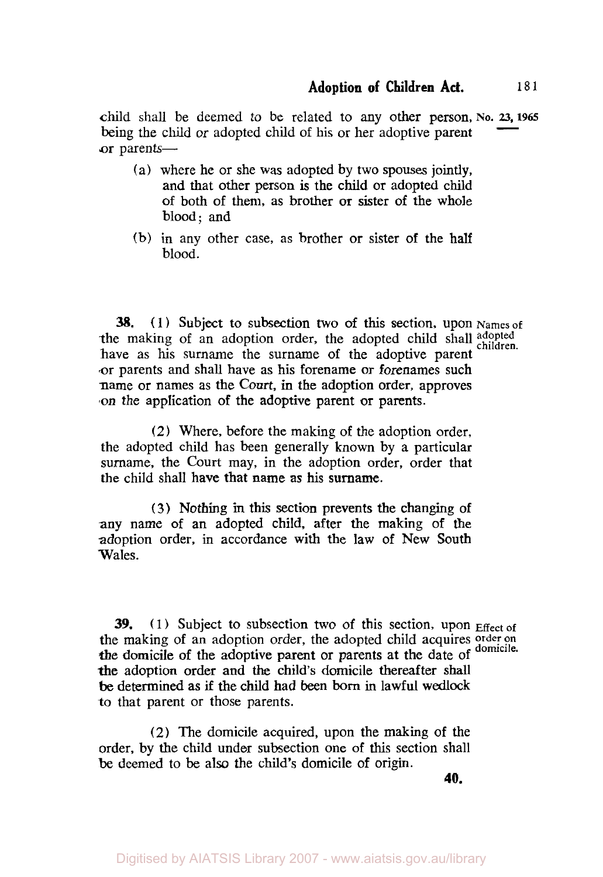child shall be deemed to be related to any other person, being the child or adopted child of his or her adoptive parent or parents—

(a) where he or she was adopted by two spouses jointly, and that other person is the child or adopted child of both of them, as brother or sister of the whole blood; and

(b) in any other case, as brother or sister of the half blood.

**Names of adopted children.**

**38.** (1) Subject to subsection two of this section, upon the making of an adoption order, the adopted child shall have as his surname the surname of the adoptive parent or parents and shall have as his forename or forenames such name or names as the Court, in the adoption order, approves on the application of the adoptive parent or parents.

(2) Where, before the making of the adoption order, the adopted child has been generally known by a particular surname, the Court may, in the adoption order, order that the child shall have that name as his surname.

(3) Nothing in this section prevents the changing of any name of an adopted child, after the making of the adoption order, in accordance with the law of New South Wales.

**Effect of order on domicile.**

**39.** (1) Subject to subsection two of this section, upon the making of an adoption order, the adopted child acquires the domicile of the adoptive parent or parents at the date of the adoption order and the child's domicile thereafter shall be determined as if the child had been born in lawful wedlock to that parent or those parents.

(2) The domicile acquired, upon the making of the order, by the child under subsection one of this section shall be deemed to be also the child's domicile of origin.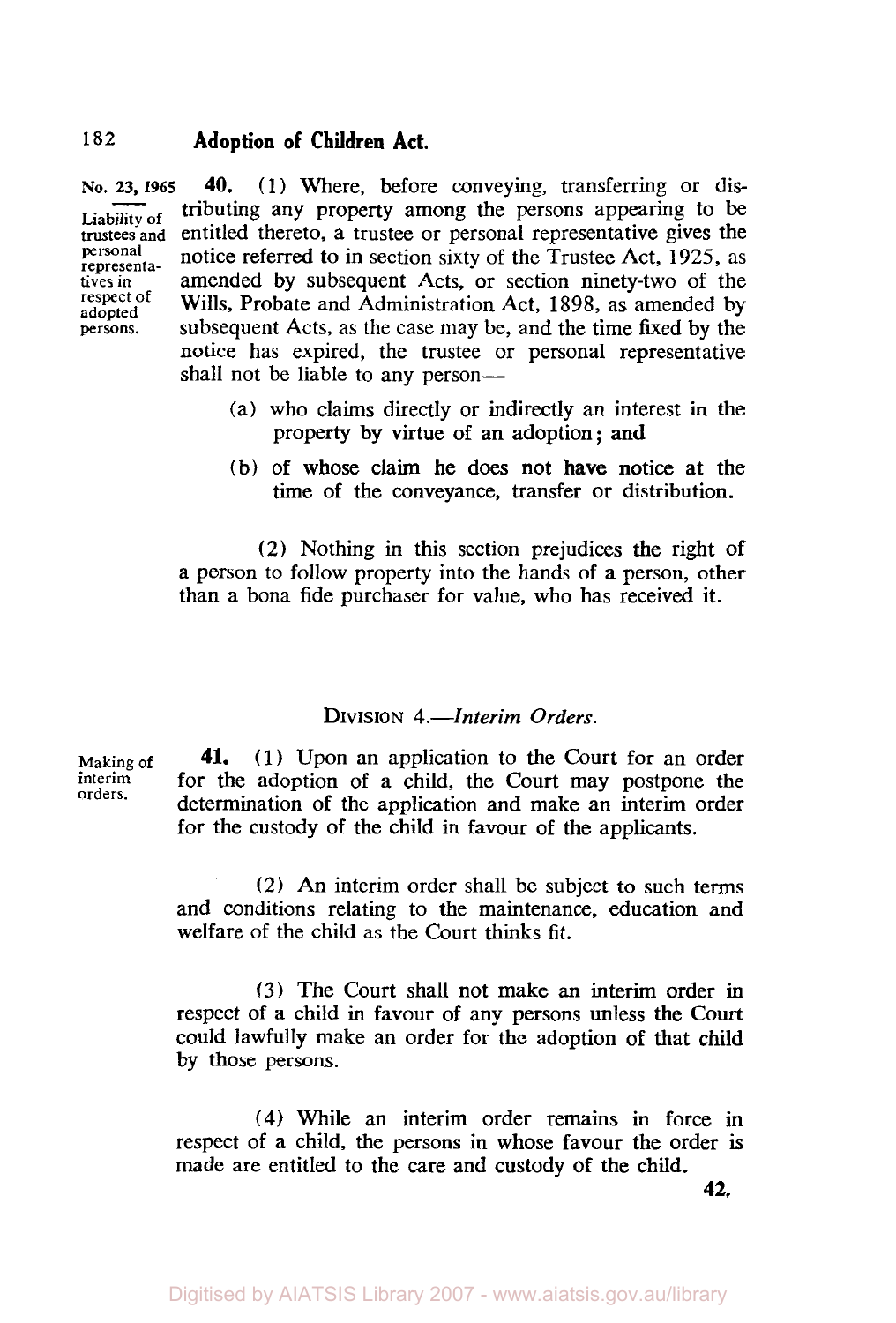No. 23, 1965

Liability of trustees and personal representatives in respect of adopted persons.

**40.** (1) Where, before conveying, transferring or distributing any property among the persons appearing to be entitled thereto, a trustee or personal representative gives the notice referred to in section sixty of the Trustee Act, 1925, as amended by subsequent Acts, or section ninety-two of the Wills, Probate and Administration Act, 1898, as amended by subsequent Acts, as the case may be, and the time fixed by the notice has expired, the trustee or personal representative shall not be liable to any person—

(a) who claims directly or indirectly an interest in the property by virtue of an adoption; and

(b) of whose claim he does not have notice at the time of the conveyance, transfer or distribution.

(2) Nothing in this section prejudices the right of a person to follow property into the hands of a person, other than a bona fide purchaser for value, who has received it.

## DIVISION 4.—*Interim Orders.*

Making of interim orders.

**41.** (1) Upon an application to the Court for an order for the adoption of a child, the Court may postpone the determination of the application and make an interim order for the custody of the child in favour of the applicants.

(2) An interim order shall be subject to such terms and conditions relating to the maintenance, education and welfare of the child as the Court thinks fit.

(3) The Court shall not make an interim order in respect of a child in favour of any persons unless the Court could lawfully make an order for the adoption of that child by those persons.

(4) While an interim order remains in force in respect of a child, the persons in whose favour the order is made are entitled to the care and custody of the child.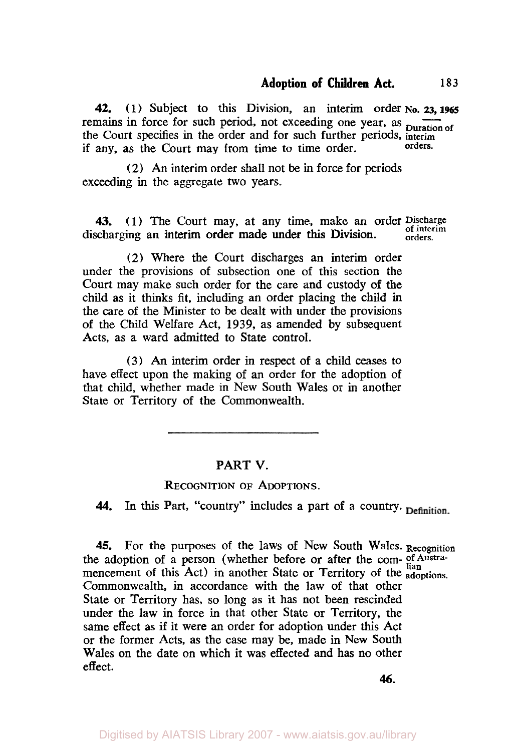**No. 23, 1965**

**42.** (1) Subject to this Division, an interim order remains in force for such period, not exceeding one year, as the Court specifies in the order and for such further periods, if any, as the Court may from time to time order.

Duration of interim orders.

(2) An interim order shall not be in force for periods exceeding in the aggregate two years.

**43.** (1) The Court may, at any time, make an order discharging an interim order made under this Division.

Discharge of interim orders.

(2) Where the Court discharges an interim order under the provisions of subsection one of this section the Court may make such order for the care and custody of the child as it thinks fit, including an order placing the child in the care of the Minister to be dealt with under the provisions of the Child Welfare Act, 1939, as amended by subsequent Acts, as a ward admitted to State control.

(3) An interim order in respect of a child ceases to have effect upon the making of an order for the adoption of that child, whether made in New South Wales or in another State or Territory of the Commonwealth.

---

## PART V.

### RECOGNITION OF ADOPTIONS.

**44.** In this Part, "country" includes a part of a country.

Definition.

**45.** For the purposes of the laws of New South Wales, the adoption of a person (whether before or after the commencement of this Act) in another State or Territory of the Commonwealth, in accordance with the law of that other State or Territory has, so long as it has not been rescinded under the law in force in that other State or Territory, the same effect as if it were an order for adoption under this Act or the former Acts, as the case may be, made in New South Wales on the date on which it was effected and has no other effect.

Recognition of Australian adoptions.

**46.**